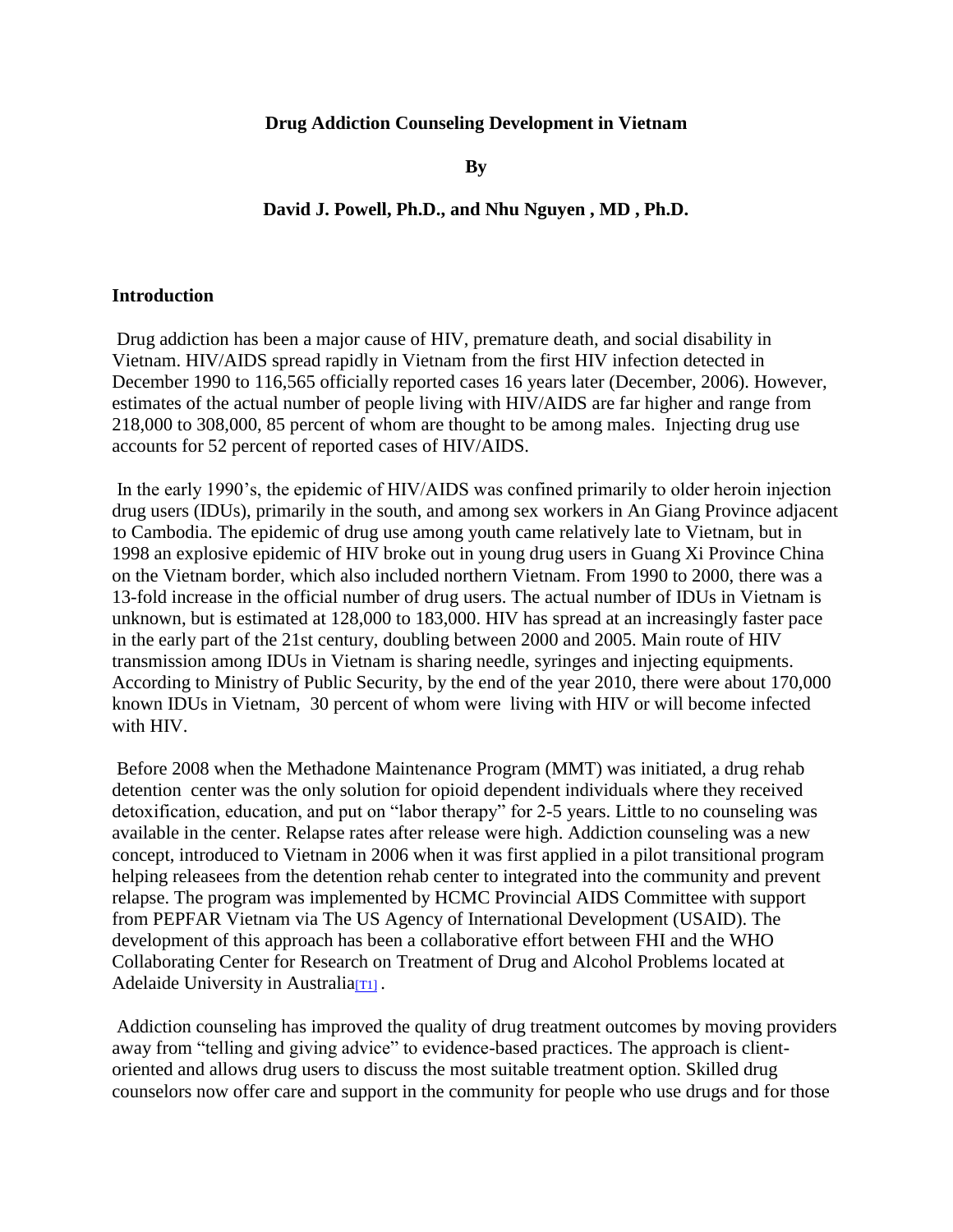**Drug Addiction Counseling Development in Vietnam**

**By**

**David J. Powell, Ph.D., and Nhu Nguyen , MD , Ph.D.**

## Introduction

Drug addiction has been a major cause of HIV, premature death, and social disability in Vietnam. HIV/AIDS spread rapidly in Vietnam from the first HIV infection detected in December 1990 to 116,565 officially reported cases 16 years later (December, 2006). However, estimates of the actual number of people living with HIV/AIDS are far higher and range from 218,000 to 308,000, 85 percent of whom are thought to be among males. Injecting drug use accounts for 52 percent of reported cases of HIV/AIDS.

In the early 1990's, the epidemic of HIV/AIDS was confined primarily to older heroin injection drug users (IDUs), primarily in the south, and among sex workers in An Giang Province adjacent to Cambodia. The epidemic of drug use among youth came relatively late to Vietnam, but in 1998 an explosive epidemic of HIV broke out in young drug users in Guang Xi Province China on the Vietnam border, which also included northern Vietnam. From 1990 to 2000, there was a 13-fold increase in the official number of drug users. The actual number of IDUs in Vietnam is unknown, but is estimated at 128,000 to 183,000. HIV has spread at an increasingly faster pace in the early part of the 21st century, doubling between 2000 and 2005. Main route of HIV transmission among IDUs in Vietnam is sharing needle, syringes and injecting equipments. According to Ministry of Public Security, by the end of the year 2010, there were about 170,000 known IDUs in Vietnam, 30 percent of whom were living with HIV or will become infected with HIV.

Before 2008 when the Methadone Maintenance Program (MMT) was initiated, a drug rehab detention center was the only solution for opioid dependent individuals where they received detoxification, education, and put on "labor therapy" for 2-5 years. Little to no counseling was available in the center. Relapse rates after release were high. Addiction counseling was a new concept, introduced to Vietnam in 2006 when it was first applied in a pilot transitional program helping releasees from the detention rehab center to integrated into the community and prevent relapse. The program was implemented by HCMC Provincial AIDS Committee with support from PEPFAR Vietnam via The US Agency of International Development (USAID). The development of this approach has been a collaborative effort between FHI and the WHO Collaborating Center for Research on Treatment of Drug and Alcohol Problems located at Adelaide University in Australia[T1] .

Addiction counseling has improved the quality of drug treatment outcomes by moving providers away from "telling and giving advice" to evidence-based practices. The approach is client-oriented and allows drug users to discuss the most suitable treatment option. Skilled drug counselors now offer care and support in the community for people who use drugs and for those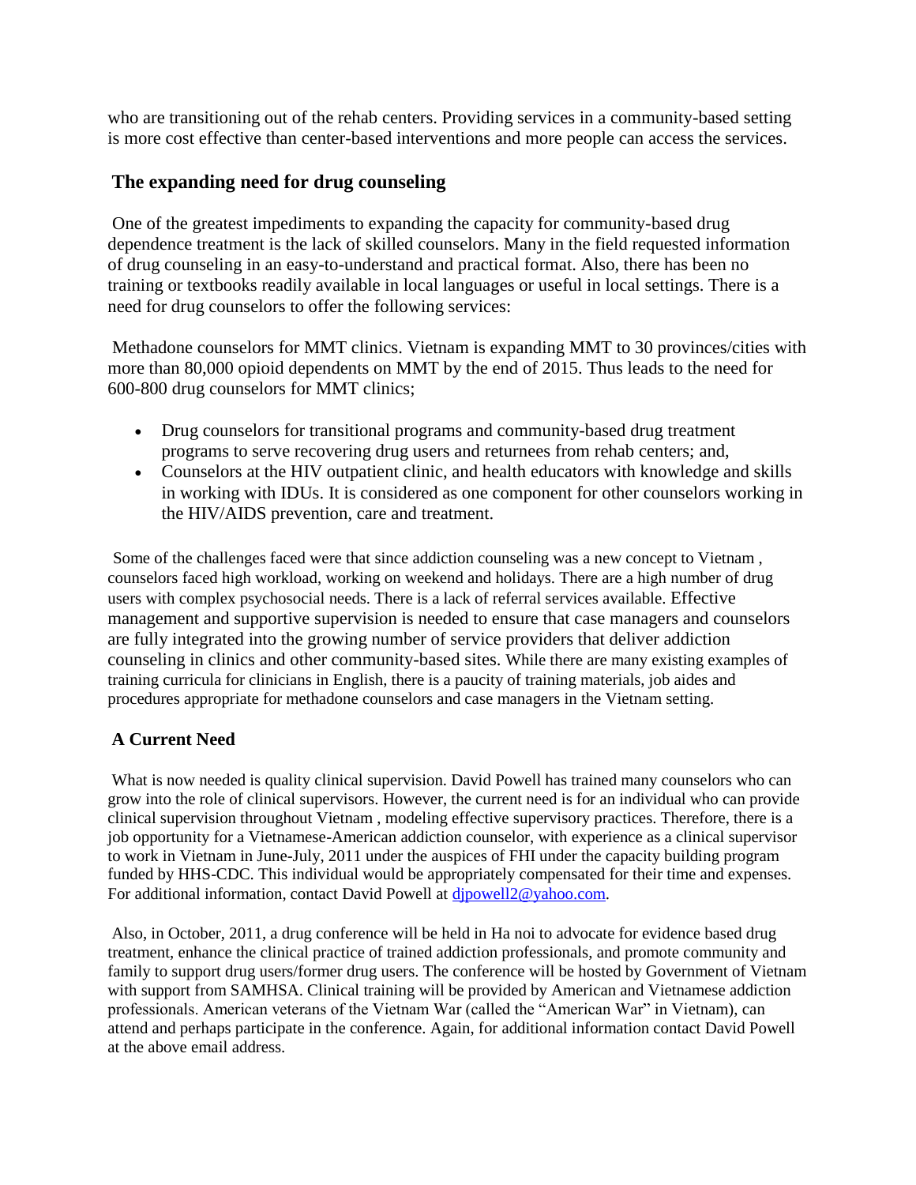who are transitioning out of the rehab centers. Providing services in a community-based setting is more cost effective than center-based interventions and more people can access the services.

## The expanding need for drug counseling

One of the greatest impediments to expanding the capacity for community-based drug dependence treatment is the lack of skilled counselors. Many in the field requested information of drug counseling in an easy-to-understand and practical format. Also, there has been no training or textbooks readily available in local languages or useful in local settings. There is a need for drug counselors to offer the following services:

Methadone counselors for MMT clinics. Vietnam is expanding MMT to 30 provinces/cities with more than 80,000 opioid dependents on MMT by the end of 2015. Thus leads to the need for 600-800 drug counselors for MMT clinics;

- Drug counselors for transitional programs and community-based drug treatment programs to serve recovering drug users and returnees from rehab centers; and,
- Counselors at the HIV outpatient clinic, and health educators with knowledge and skills in working with IDUs. It is considered as one component for other counselors working in the HIV/AIDS prevention, care and treatment.

Some of the challenges faced were that since addiction counseling was a new concept to Vietnam , counselors faced high workload, working on weekend and holidays. There are a high number of drug users with complex psychosocial needs. There is a lack of referral services available. Effective management and supportive supervision is needed to ensure that case managers and counselors are fully integrated into the growing number of service providers that deliver addiction counseling in clinics and other community-based sites. While there are many existing examples of training curricula for clinicians in English, there is a paucity of training materials, job aides and procedures appropriate for methadone counselors and case managers in the Vietnam setting.

## A Current Need

What is now needed is quality clinical supervision. David Powell has trained many counselors who can grow into the role of clinical supervisors. However, the current need is for an individual who can provide clinical supervision throughout Vietnam , modeling effective supervisory practices. Therefore, there is a job opportunity for a Vietnamese-American addiction counselor, with experience as a clinical supervisor to work in Vietnam in June-July, 2011 under the auspices of FHI under the capacity building program funded by HHS-CDC. This individual would be appropriately compensated for their time and expenses. For additional information, contact David Powell at djpowell2@yahoo.com.

Also, in October, 2011, a drug conference will be held in Ha noi to advocate for evidence based drug treatment, enhance the clinical practice of trained addiction professionals, and promote community and family to support drug users/former drug users. The conference will be hosted by Government of Vietnam with support from SAMHSA. Clinical training will be provided by American and Vietnamese addiction professionals. American veterans of the Vietnam War (called the "American War" in Vietnam), can attend and perhaps participate in the conference. Again, for additional information contact David Powell at the above email address.